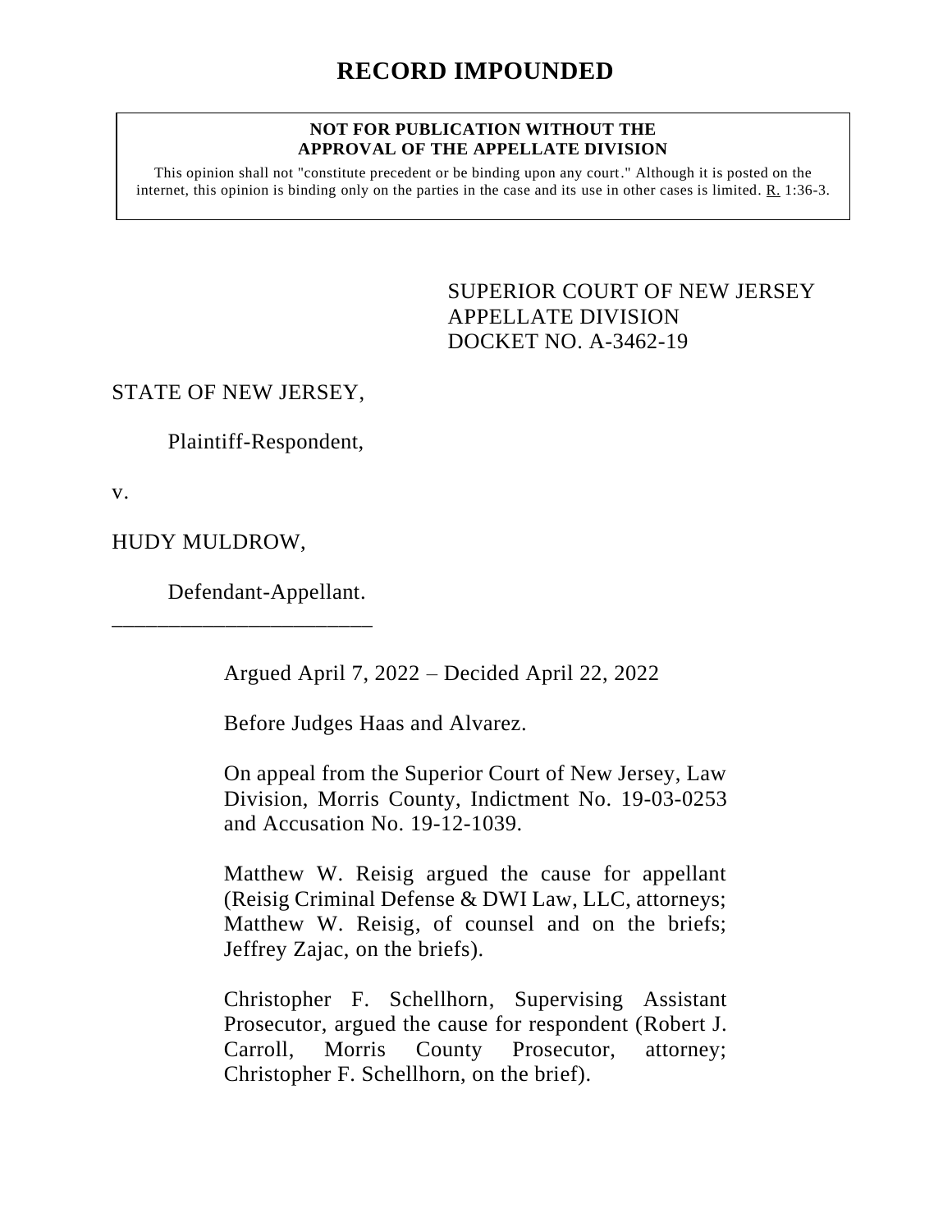# RECORD IMPOUNDED

**NOT FOR PUBLICATION WITHOUT THE APPROVAL OF THE APPELLATE DIVISION**

This opinion shall not "constitute precedent or be binding upon any court." Although it is posted on the internet, this opinion is binding only on the parties in the case and its use in other cases is limited. R. 1:36-3.

SUPERIOR COURT OF NEW JERSEY
APPELLATE DIVISION
DOCKET NO. A-3462-19

STATE OF NEW JERSEY,

Plaintiff-Respondent,

v.

HUDY MULDROW,

Defendant-Appellant.

\_\_\_\_\_\_\_\_\_\_\_\_\_\_\_\_\_\_\_\_\_\_\_\_

Argued April 7, 2022 – Decided April 22, 2022

Before Judges Haas and Alvarez.

On appeal from the Superior Court of New Jersey, Law Division, Morris County, Indictment No. 19-03-0253 and Accusation No. 19-12-1039.

Matthew W. Reisig argued the cause for appellant (Reisig Criminal Defense & DWI Law, LLC, attorneys; Matthew W. Reisig, of counsel and on the briefs; Jeffrey Zajac, on the briefs).

Christopher F. Schellhorn, Supervising Assistant Prosecutor, argued the cause for respondent (Robert J. Carroll, Morris County Prosecutor, attorney; Christopher F. Schellhorn, on the brief).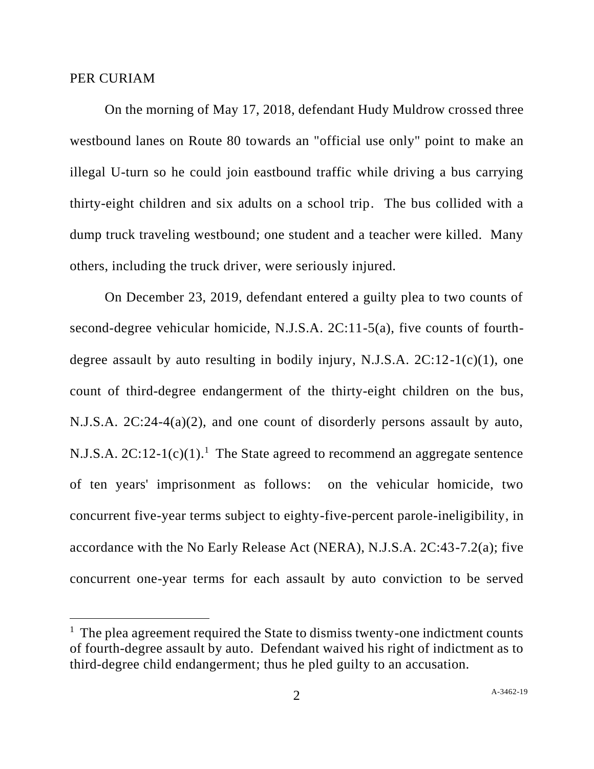PER CURIAM

On the morning of May 17, 2018, defendant Hudy Muldrow crossed three westbound lanes on Route 80 towards an "official use only" point to make an illegal U-turn so he could join eastbound traffic while driving a bus carrying thirty-eight children and six adults on a school trip. The bus collided with a dump truck traveling westbound; one student and a teacher were killed. Many others, including the truck driver, were seriously injured.

On December 23, 2019, defendant entered a guilty plea to two counts of second-degree vehicular homicide, N.J.S.A. 2C:11-5(a), five counts of fourth-degree assault by auto resulting in bodily injury, N.J.S.A. 2C:12-1(c)(1), one count of third-degree endangerment of the thirty-eight children on the bus, N.J.S.A. 2C:24-4(a)(2), and one count of disorderly persons assault by auto, N.J.S.A. 2C:12-1(c)(1).[1] The State agreed to recommend an aggregate sentence of ten years' imprisonment as follows: on the vehicular homicide, two concurrent five-year terms subject to eighty-five-percent parole-ineligibility, in accordance with the No Early Release Act (NERA), N.J.S.A. 2C:43-7.2(a); five concurrent one-year terms for each assault by auto conviction to be served

[1] The plea agreement required the State to dismiss twenty-one indictment counts of fourth-degree assault by auto. Defendant waived his right of indictment as to third-degree child endangerment; thus he pled guilty to an accusation.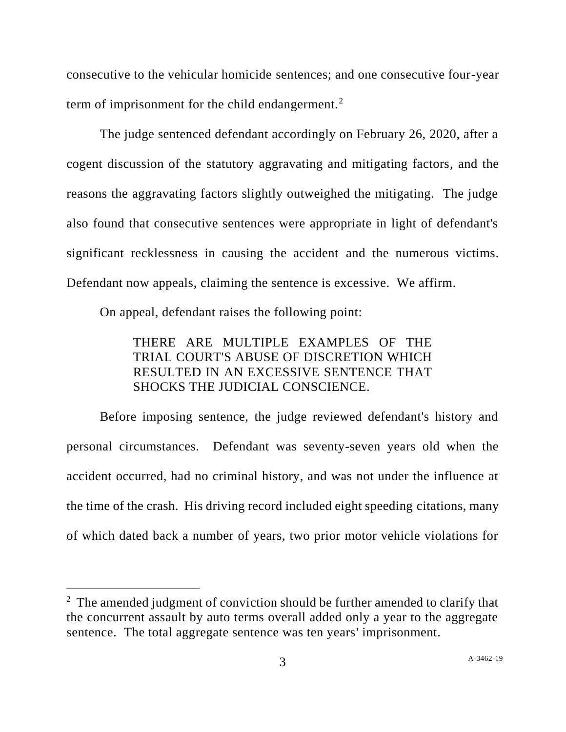consecutive to the vehicular homicide sentences; and one consecutive four-year term of imprisonment for the child endangerment.[2]

The judge sentenced defendant accordingly on February 26, 2020, after a cogent discussion of the statutory aggravating and mitigating factors, and the reasons the aggravating factors slightly outweighed the mitigating. The judge also found that consecutive sentences were appropriate in light of defendant's significant recklessness in causing the accident and the numerous victims. Defendant now appeals, claiming the sentence is excessive. We affirm.

On appeal, defendant raises the following point:

> THERE ARE MULTIPLE EXAMPLES OF THE TRIAL COURT'S ABUSE OF DISCRETION WHICH RESULTED IN AN EXCESSIVE SENTENCE THAT SHOCKS THE JUDICIAL CONSCIENCE.

Before imposing sentence, the judge reviewed defendant's history and personal circumstances. Defendant was seventy-seven years old when the accident occurred, had no criminal history, and was not under the influence at the time of the crash. His driving record included eight speeding citations, many of which dated back a number of years, two prior motor vehicle violations for

---

[2] The amended judgment of conviction should be further amended to clarify that the concurrent assault by auto terms overall added only a year to the aggregate sentence. The total aggregate sentence was ten years' imprisonment.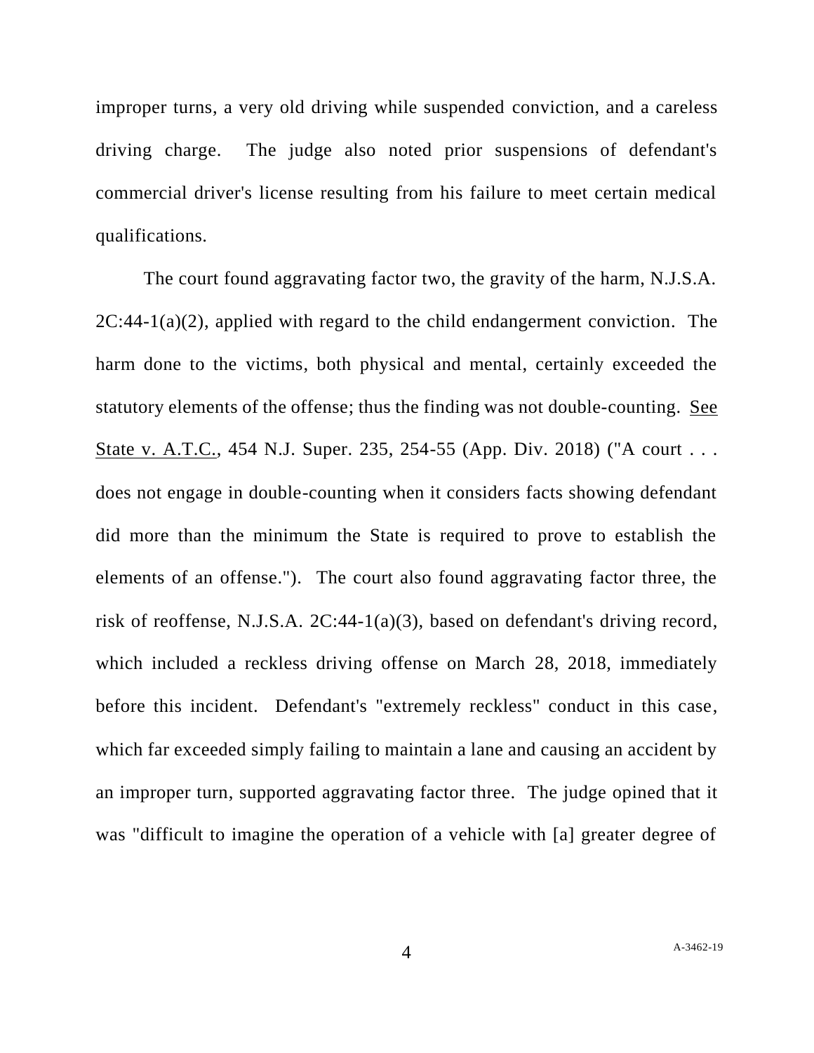improper turns, a very old driving while suspended conviction, and a careless driving charge. The judge also noted prior suspensions of defendant's commercial driver's license resulting from his failure to meet certain medical qualifications.

The court found aggravating factor two, the gravity of the harm, N.J.S.A. 2C:44-1(a)(2), applied with regard to the child endangerment conviction. The harm done to the victims, both physical and mental, certainly exceeded the statutory elements of the offense; thus the finding was not double-counting. See State v. A.T.C., 454 N.J. Super. 235, 254-55 (App. Div. 2018) ("A court . . . does not engage in double-counting when it considers facts showing defendant did more than the minimum the State is required to prove to establish the elements of an offense."). The court also found aggravating factor three, the risk of reoffense, N.J.S.A. 2C:44-1(a)(3), based on defendant's driving record, which included a reckless driving offense on March 28, 2018, immediately before this incident. Defendant's "extremely reckless" conduct in this case, which far exceeded simply failing to maintain a lane and causing an accident by an improper turn, supported aggravating factor three. The judge opined that it was "difficult to imagine the operation of a vehicle with [a] greater degree of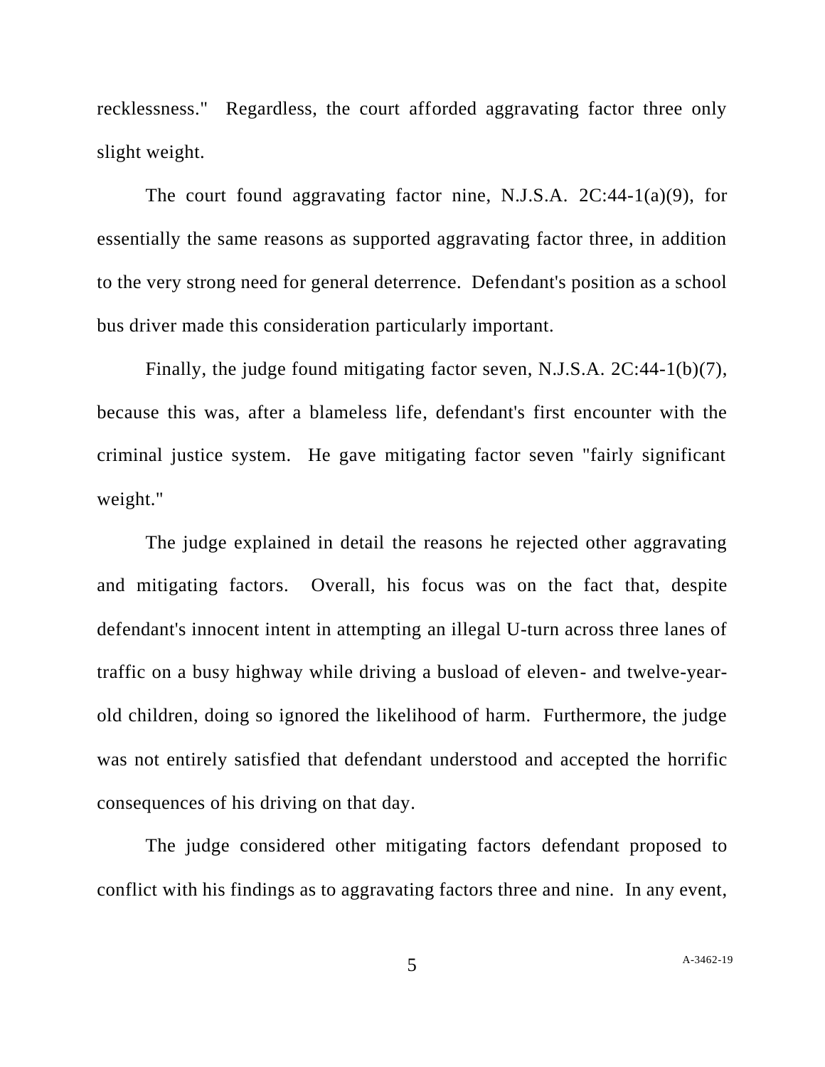recklessness." Regardless, the court afforded aggravating factor three only slight weight.

The court found aggravating factor nine, N.J.S.A. 2C:44-1(a)(9), for essentially the same reasons as supported aggravating factor three, in addition to the very strong need for general deterrence. Defendant's position as a school bus driver made this consideration particularly important.

Finally, the judge found mitigating factor seven, N.J.S.A. 2C:44-1(b)(7), because this was, after a blameless life, defendant's first encounter with the criminal justice system. He gave mitigating factor seven "fairly significant weight."

The judge explained in detail the reasons he rejected other aggravating and mitigating factors. Overall, his focus was on the fact that, despite defendant's innocent intent in attempting an illegal U-turn across three lanes of traffic on a busy highway while driving a busload of eleven- and twelve-year-old children, doing so ignored the likelihood of harm. Furthermore, the judge was not entirely satisfied that defendant understood and accepted the horrific consequences of his driving on that day.

The judge considered other mitigating factors defendant proposed to conflict with his findings as to aggravating factors three and nine. In any event,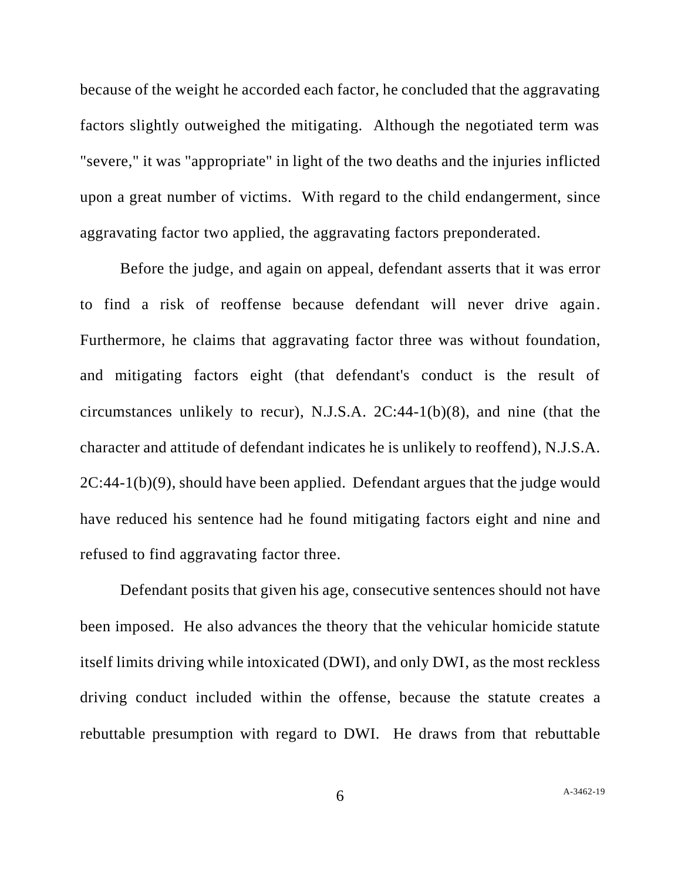because of the weight he accorded each factor, he concluded that the aggravating factors slightly outweighed the mitigating. Although the negotiated term was "severe," it was "appropriate" in light of the two deaths and the injuries inflicted upon a great number of victims. With regard to the child endangerment, since aggravating factor two applied, the aggravating factors preponderated.

Before the judge, and again on appeal, defendant asserts that it was error to find a risk of reoffense because defendant will never drive again. Furthermore, he claims that aggravating factor three was without foundation, and mitigating factors eight (that defendant's conduct is the result of circumstances unlikely to recur), N.J.S.A. 2C:44-1(b)(8), and nine (that the character and attitude of defendant indicates he is unlikely to reoffend), N.J.S.A. 2C:44-1(b)(9), should have been applied. Defendant argues that the judge would have reduced his sentence had he found mitigating factors eight and nine and refused to find aggravating factor three.

Defendant posits that given his age, consecutive sentences should not have been imposed. He also advances the theory that the vehicular homicide statute itself limits driving while intoxicated (DWI), and only DWI, as the most reckless driving conduct included within the offense, because the statute creates a rebuttable presumption with regard to DWI. He draws from that rebuttable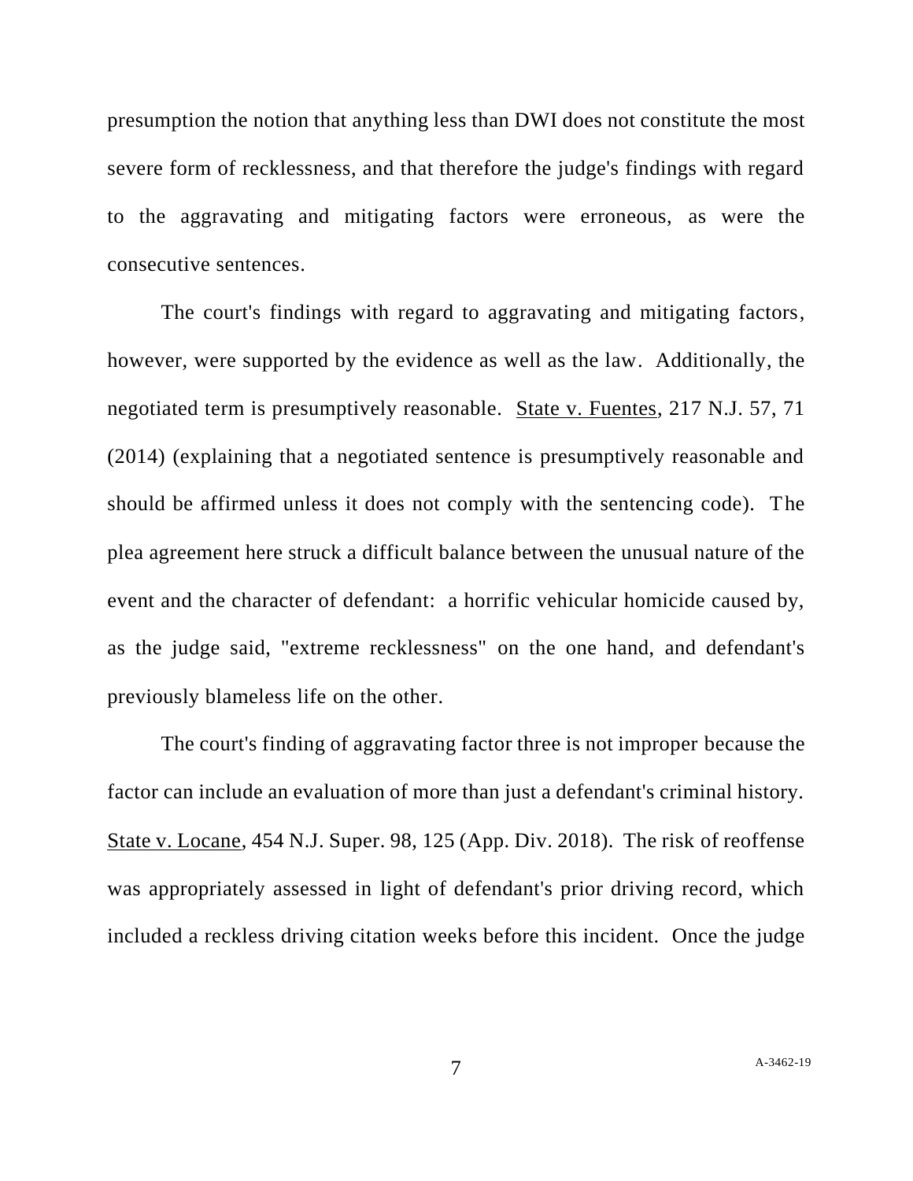presumption the notion that anything less than DWI does not constitute the most severe form of recklessness, and that therefore the judge's findings with regard to the aggravating and mitigating factors were erroneous, as were the consecutive sentences.

The court's findings with regard to aggravating and mitigating factors, however, were supported by the evidence as well as the law. Additionally, the negotiated term is presumptively reasonable. State v. Fuentes, 217 N.J. 57, 71 (2014) (explaining that a negotiated sentence is presumptively reasonable and should be affirmed unless it does not comply with the sentencing code). The plea agreement here struck a difficult balance between the unusual nature of the event and the character of defendant: a horrific vehicular homicide caused by, as the judge said, "extreme recklessness" on the one hand, and defendant's previously blameless life on the other.

The court's finding of aggravating factor three is not improper because the factor can include an evaluation of more than just a defendant's criminal history. State v. Locane, 454 N.J. Super. 98, 125 (App. Div. 2018). The risk of reoffense was appropriately assessed in light of defendant's prior driving record, which included a reckless driving citation weeks before this incident. Once the judge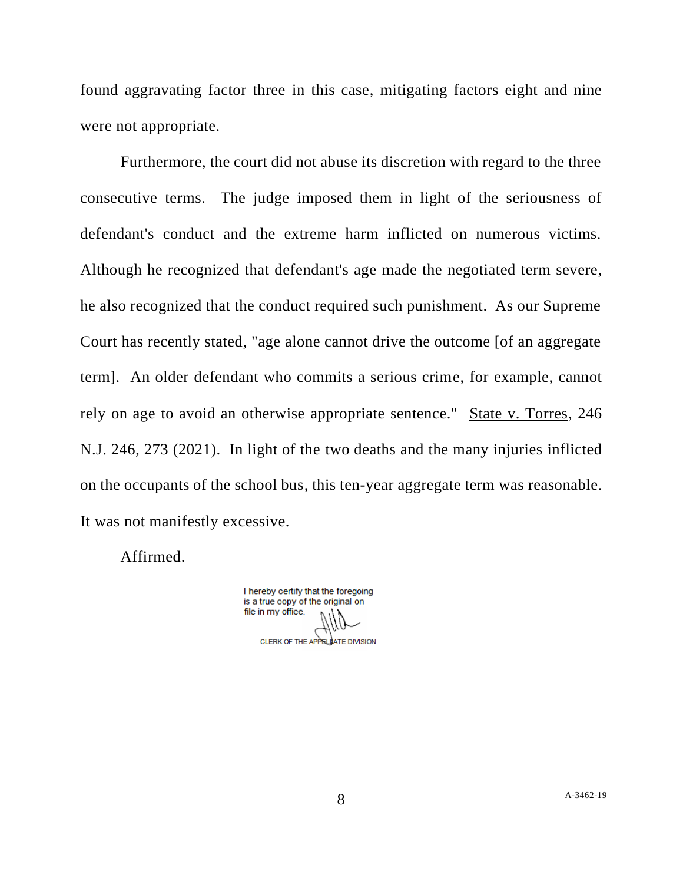found aggravating factor three in this case, mitigating factors eight and nine were not appropriate.

Furthermore, the court did not abuse its discretion with regard to the three consecutive terms. The judge imposed them in light of the seriousness of defendant's conduct and the extreme harm inflicted on numerous victims. Although he recognized that defendant's age made the negotiated term severe, he also recognized that the conduct required such punishment. As our Supreme Court has recently stated, "age alone cannot drive the outcome [of an aggregate term]. An older defendant who commits a serious crime, for example, cannot rely on age to avoid an otherwise appropriate sentence." State v. Torres, 246 N.J. 246, 273 (2021). In light of the two deaths and the many injuries inflicted on the occupants of the school bus, this ten-year aggregate term was reasonable. It was not manifestly excessive.

Affirmed.

I hereby certify that the foregoing is a true copy of the original on file in my office.

CLERK OF THE APPELLATE DIVISION